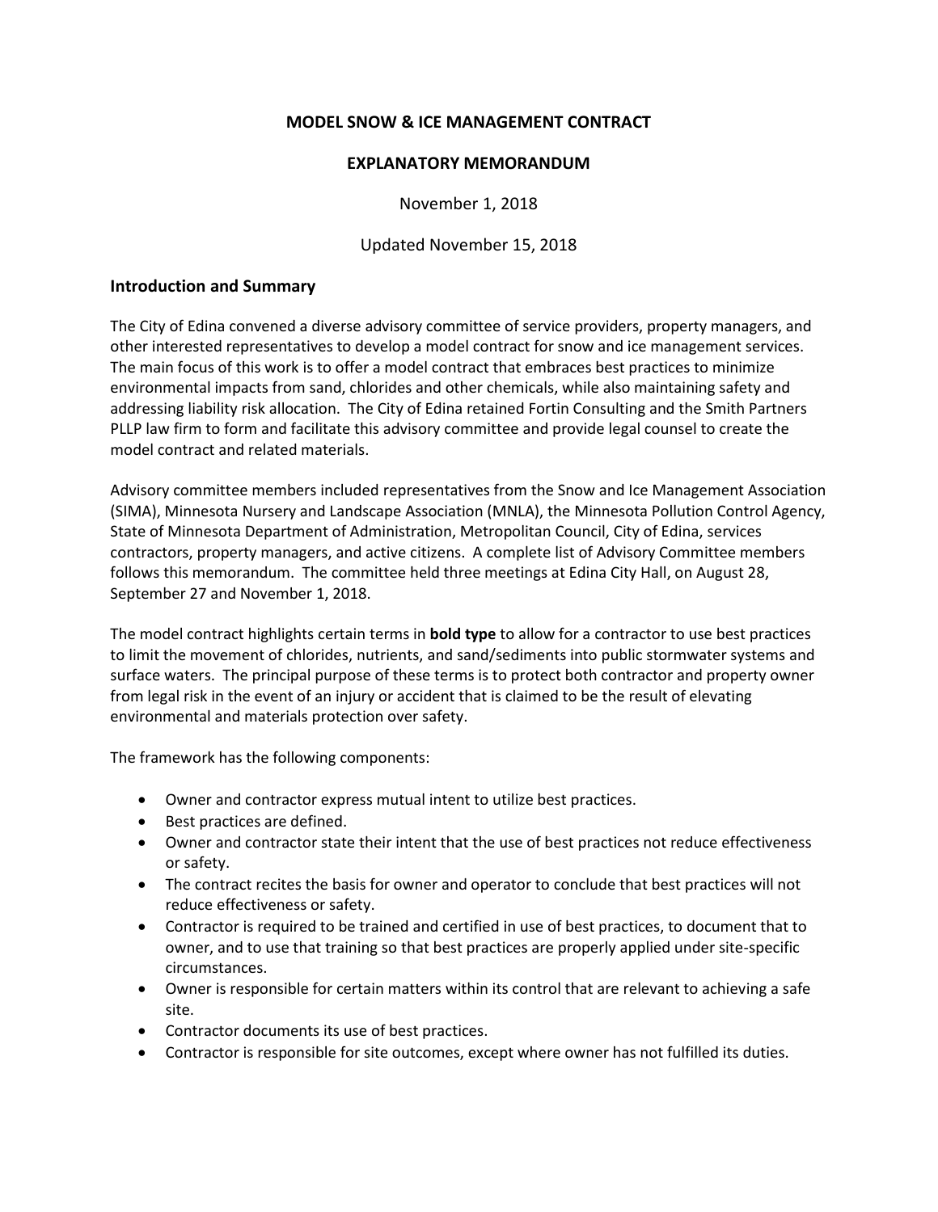# MODEL SNOW & ICE MANAGEMENT CONTRACT

## EXPLANATORY MEMORANDUM

November 1, 2018

Updated November 15, 2018

### Introduction and Summary

The City of Edina convened a diverse advisory committee of service providers, property managers, and other interested representatives to develop a model contract for snow and ice management services. The main focus of this work is to offer a model contract that embraces best practices to minimize environmental impacts from sand, chlorides and other chemicals, while also maintaining safety and addressing liability risk allocation. The City of Edina retained Fortin Consulting and the Smith Partners PLLP law firm to form and facilitate this advisory committee and provide legal counsel to create the model contract and related materials.

Advisory committee members included representatives from the Snow and Ice Management Association (SIMA), Minnesota Nursery and Landscape Association (MNLA), the Minnesota Pollution Control Agency, State of Minnesota Department of Administration, Metropolitan Council, City of Edina, services contractors, property managers, and active citizens. A complete list of Advisory Committee members follows this memorandum. The committee held three meetings at Edina City Hall, on August 28, September 27 and November 1, 2018.

The model contract highlights certain terms in **bold type** to allow for a contractor to use best practices to limit the movement of chlorides, nutrients, and sand/sediments into public stormwater systems and surface waters. The principal purpose of these terms is to protect both contractor and property owner from legal risk in the event of an injury or accident that is claimed to be the result of elevating environmental and materials protection over safety.

The framework has the following components:

- Owner and contractor express mutual intent to utilize best practices.
- Best practices are defined.
- Owner and contractor state their intent that the use of best practices not reduce effectiveness or safety.
- The contract recites the basis for owner and operator to conclude that best practices will not reduce effectiveness or safety.
- Contractor is required to be trained and certified in use of best practices, to document that to owner, and to use that training so that best practices are properly applied under site-specific circumstances.
- Owner is responsible for certain matters within its control that are relevant to achieving a safe site.
- Contractor documents its use of best practices.
- Contractor is responsible for site outcomes, except where owner has not fulfilled its duties.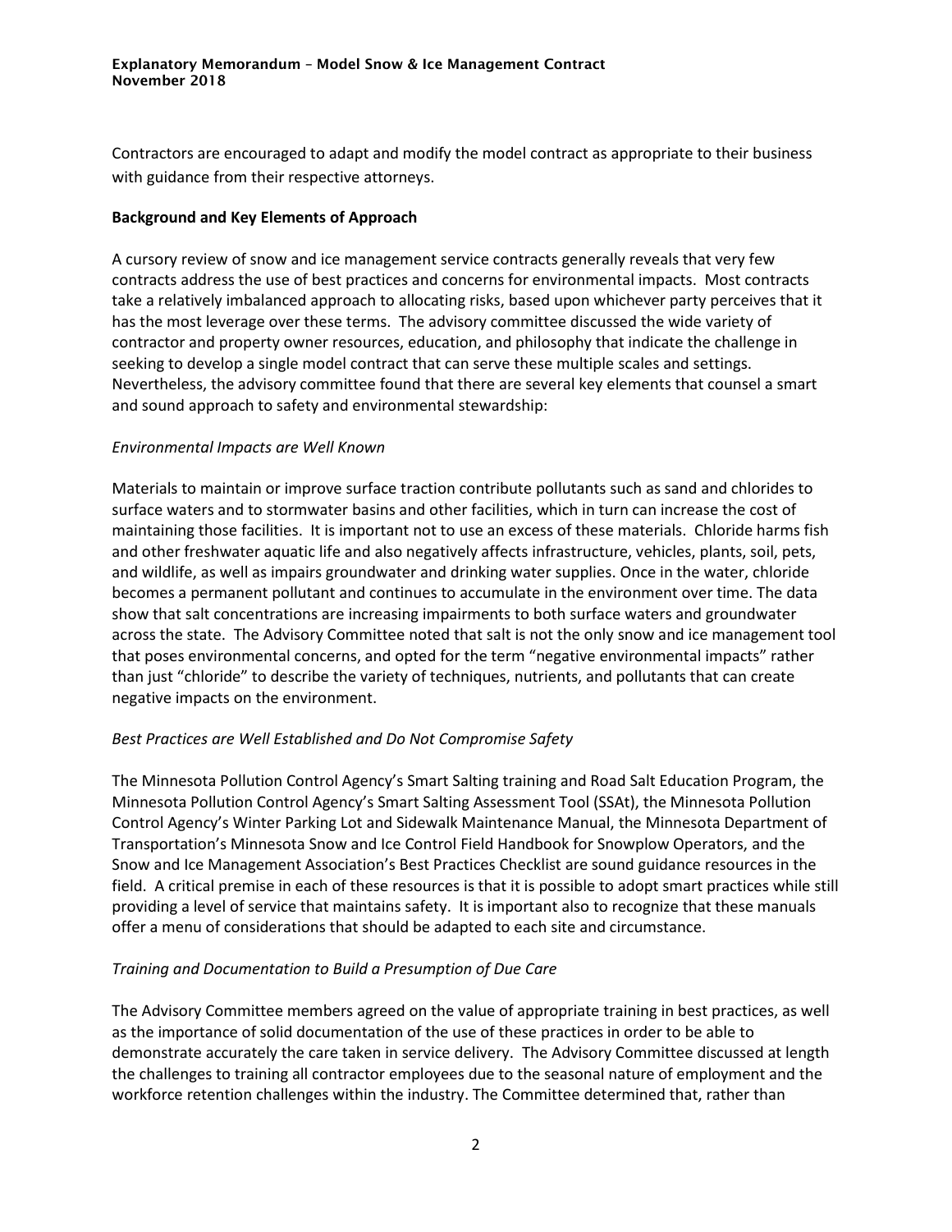Contractors are encouraged to adapt and modify the model contract as appropriate to their business with guidance from their respective attorneys.

**Background and Key Elements of Approach**

A cursory review of snow and ice management service contracts generally reveals that very few contracts address the use of best practices and concerns for environmental impacts. Most contracts take a relatively imbalanced approach to allocating risks, based upon whichever party perceives that it has the most leverage over these terms. The advisory committee discussed the wide variety of contractor and property owner resources, education, and philosophy that indicate the challenge in seeking to develop a single model contract that can serve these multiple scales and settings. Nevertheless, the advisory committee found that there are several key elements that counsel a smart and sound approach to safety and environmental stewardship:

*Environmental Impacts are Well Known*

Materials to maintain or improve surface traction contribute pollutants such as sand and chlorides to surface waters and to stormwater basins and other facilities, which in turn can increase the cost of maintaining those facilities. It is important not to use an excess of these materials. Chloride harms fish and other freshwater aquatic life and also negatively affects infrastructure, vehicles, plants, soil, pets, and wildlife, as well as impairs groundwater and drinking water supplies. Once in the water, chloride becomes a permanent pollutant and continues to accumulate in the environment over time. The data show that salt concentrations are increasing impairments to both surface waters and groundwater across the state. The Advisory Committee noted that salt is not the only snow and ice management tool that poses environmental concerns, and opted for the term "negative environmental impacts" rather than just "chloride" to describe the variety of techniques, nutrients, and pollutants that can create negative impacts on the environment.

*Best Practices are Well Established and Do Not Compromise Safety*

The Minnesota Pollution Control Agency's Smart Salting training and Road Salt Education Program, the Minnesota Pollution Control Agency's Smart Salting Assessment Tool (SSAt), the Minnesota Pollution Control Agency's Winter Parking Lot and Sidewalk Maintenance Manual, the Minnesota Department of Transportation's Minnesota Snow and Ice Control Field Handbook for Snowplow Operators, and the Snow and Ice Management Association's Best Practices Checklist are sound guidance resources in the field. A critical premise in each of these resources is that it is possible to adopt smart practices while still providing a level of service that maintains safety. It is important also to recognize that these manuals offer a menu of considerations that should be adapted to each site and circumstance.

*Training and Documentation to Build a Presumption of Due Care*

The Advisory Committee members agreed on the value of appropriate training in best practices, as well as the importance of solid documentation of the use of these practices in order to be able to demonstrate accurately the care taken in service delivery. The Advisory Committee discussed at length the challenges to training all contractor employees due to the seasonal nature of employment and the workforce retention challenges within the industry. The Committee determined that, rather than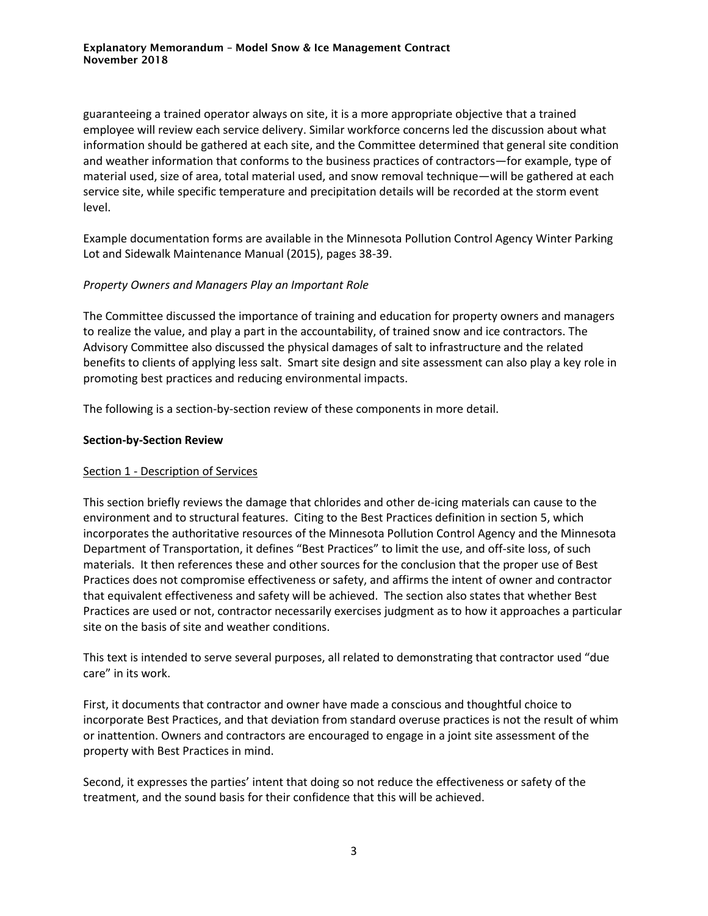guaranteeing a trained operator always on site, it is a more appropriate objective that a trained employee will review each service delivery. Similar workforce concerns led the discussion about what information should be gathered at each site, and the Committee determined that general site condition and weather information that conforms to the business practices of contractors—for example, type of material used, size of area, total material used, and snow removal technique—will be gathered at each service site, while specific temperature and precipitation details will be recorded at the storm event level.

Example documentation forms are available in the Minnesota Pollution Control Agency Winter Parking Lot and Sidewalk Maintenance Manual (2015), pages 38-39.

*Property Owners and Managers Play an Important Role*

The Committee discussed the importance of training and education for property owners and managers to realize the value, and play a part in the accountability, of trained snow and ice contractors. The Advisory Committee also discussed the physical damages of salt to infrastructure and the related benefits to clients of applying less salt. Smart site design and site assessment can also play a key role in promoting best practices and reducing environmental impacts.

The following is a section-by-section review of these components in more detail.

**Section-by-Section Review**

Section 1 - Description of Services

This section briefly reviews the damage that chlorides and other de-icing materials can cause to the environment and to structural features. Citing to the Best Practices definition in section 5, which incorporates the authoritative resources of the Minnesota Pollution Control Agency and the Minnesota Department of Transportation, it defines "Best Practices" to limit the use, and off-site loss, of such materials. It then references these and other sources for the conclusion that the proper use of Best Practices does not compromise effectiveness or safety, and affirms the intent of owner and contractor that equivalent effectiveness and safety will be achieved. The section also states that whether Best Practices are used or not, contractor necessarily exercises judgment as to how it approaches a particular site on the basis of site and weather conditions.

This text is intended to serve several purposes, all related to demonstrating that contractor used "due care" in its work.

First, it documents that contractor and owner have made a conscious and thoughtful choice to incorporate Best Practices, and that deviation from standard overuse practices is not the result of whim or inattention. Owners and contractors are encouraged to engage in a joint site assessment of the property with Best Practices in mind.

Second, it expresses the parties' intent that doing so not reduce the effectiveness or safety of the treatment, and the sound basis for their confidence that this will be achieved.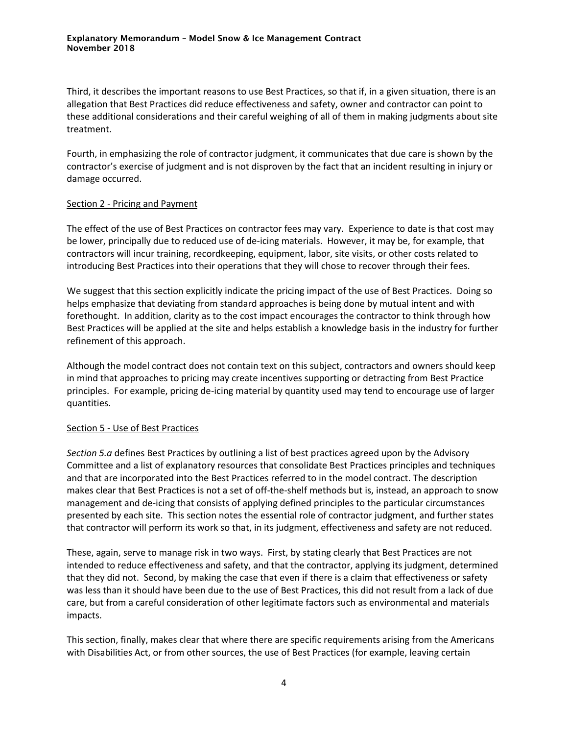Third, it describes the important reasons to use Best Practices, so that if, in a given situation, there is an allegation that Best Practices did reduce effectiveness and safety, owner and contractor can point to these additional considerations and their careful weighing of all of them in making judgments about site treatment.

Fourth, in emphasizing the role of contractor judgment, it communicates that due care is shown by the contractor's exercise of judgment and is not disproven by the fact that an incident resulting in injury or damage occurred.

Section 2 - Pricing and Payment

The effect of the use of Best Practices on contractor fees may vary. Experience to date is that cost may be lower, principally due to reduced use of de-icing materials. However, it may be, for example, that contractors will incur training, recordkeeping, equipment, labor, site visits, or other costs related to introducing Best Practices into their operations that they will chose to recover through their fees.

We suggest that this section explicitly indicate the pricing impact of the use of Best Practices. Doing so helps emphasize that deviating from standard approaches is being done by mutual intent and with forethought. In addition, clarity as to the cost impact encourages the contractor to think through how Best Practices will be applied at the site and helps establish a knowledge basis in the industry for further refinement of this approach.

Although the model contract does not contain text on this subject, contractors and owners should keep in mind that approaches to pricing may create incentives supporting or detracting from Best Practice principles. For example, pricing de-icing material by quantity used may tend to encourage use of larger quantities.

Section 5 - Use of Best Practices

*Section 5.a* defines Best Practices by outlining a list of best practices agreed upon by the Advisory Committee and a list of explanatory resources that consolidate Best Practices principles and techniques and that are incorporated into the Best Practices referred to in the model contract. The description makes clear that Best Practices is not a set of off-the-shelf methods but is, instead, an approach to snow management and de-icing that consists of applying defined principles to the particular circumstances presented by each site. This section notes the essential role of contractor judgment, and further states that contractor will perform its work so that, in its judgment, effectiveness and safety are not reduced.

These, again, serve to manage risk in two ways. First, by stating clearly that Best Practices are not intended to reduce effectiveness and safety, and that the contractor, applying its judgment, determined that they did not. Second, by making the case that even if there is a claim that effectiveness or safety was less than it should have been due to the use of Best Practices, this did not result from a lack of due care, but from a careful consideration of other legitimate factors such as environmental and materials impacts.

This section, finally, makes clear that where there are specific requirements arising from the Americans with Disabilities Act, or from other sources, the use of Best Practices (for example, leaving certain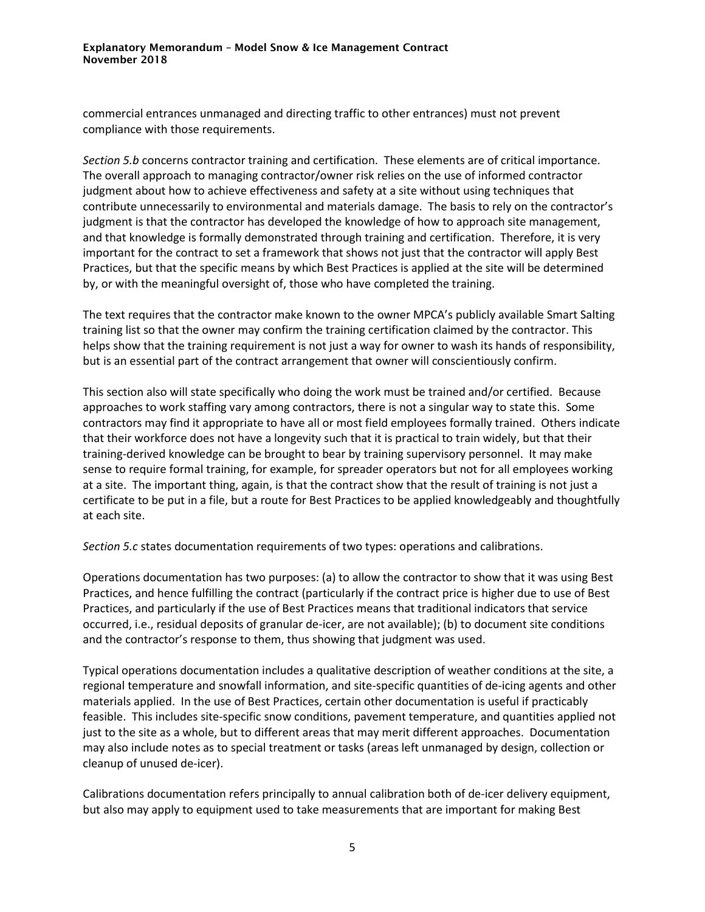commercial entrances unmanaged and directing traffic to other entrances) must not prevent compliance with those requirements.

*Section 5.b* concerns contractor training and certification. These elements are of critical importance. The overall approach to managing contractor/owner risk relies on the use of informed contractor judgment about how to achieve effectiveness and safety at a site without using techniques that contribute unnecessarily to environmental and materials damage. The basis to rely on the contractor's judgment is that the contractor has developed the knowledge of how to approach site management, and that knowledge is formally demonstrated through training and certification. Therefore, it is very important for the contract to set a framework that shows not just that the contractor will apply Best Practices, but that the specific means by which Best Practices is applied at the site will be determined by, or with the meaningful oversight of, those who have completed the training.

The text requires that the contractor make known to the owner MPCA's publicly available Smart Salting training list so that the owner may confirm the training certification claimed by the contractor. This helps show that the training requirement is not just a way for owner to wash its hands of responsibility, but is an essential part of the contract arrangement that owner will conscientiously confirm.

This section also will state specifically who doing the work must be trained and/or certified. Because approaches to work staffing vary among contractors, there is not a singular way to state this. Some contractors may find it appropriate to have all or most field employees formally trained. Others indicate that their workforce does not have a longevity such that it is practical to train widely, but that their training-derived knowledge can be brought to bear by training supervisory personnel. It may make sense to require formal training, for example, for spreader operators but not for all employees working at a site. The important thing, again, is that the contract show that the result of training is not just a certificate to be put in a file, but a route for Best Practices to be applied knowledgeably and thoughtfully at each site.

*Section 5.c* states documentation requirements of two types: operations and calibrations.

Operations documentation has two purposes: (a) to allow the contractor to show that it was using Best Practices, and hence fulfilling the contract (particularly if the contract price is higher due to use of Best Practices, and particularly if the use of Best Practices means that traditional indicators that service occurred, i.e., residual deposits of granular de-icer, are not available); (b) to document site conditions and the contractor's response to them, thus showing that judgment was used.

Typical operations documentation includes a qualitative description of weather conditions at the site, a regional temperature and snowfall information, and site-specific quantities of de-icing agents and other materials applied. In the use of Best Practices, certain other documentation is useful if practicably feasible. This includes site-specific snow conditions, pavement temperature, and quantities applied not just to the site as a whole, but to different areas that may merit different approaches. Documentation may also include notes as to special treatment or tasks (areas left unmanaged by design, collection or cleanup of unused de-icer).

Calibrations documentation refers principally to annual calibration both of de-icer delivery equipment, but also may apply to equipment used to take measurements that are important for making Best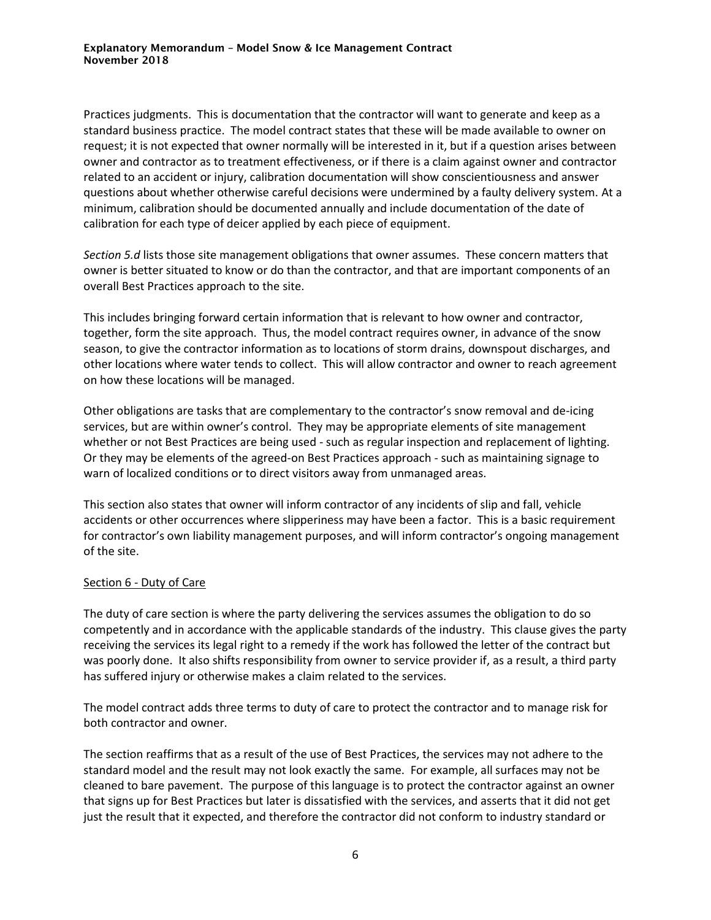Practices judgments. This is documentation that the contractor will want to generate and keep as a standard business practice. The model contract states that these will be made available to owner on request; it is not expected that owner normally will be interested in it, but if a question arises between owner and contractor as to treatment effectiveness, or if there is a claim against owner and contractor related to an accident or injury, calibration documentation will show conscientiousness and answer questions about whether otherwise careful decisions were undermined by a faulty delivery system. At a minimum, calibration should be documented annually and include documentation of the date of calibration for each type of deicer applied by each piece of equipment.

*Section 5.d* lists those site management obligations that owner assumes. These concern matters that owner is better situated to know or do than the contractor, and that are important components of an overall Best Practices approach to the site.

This includes bringing forward certain information that is relevant to how owner and contractor, together, form the site approach. Thus, the model contract requires owner, in advance of the snow season, to give the contractor information as to locations of storm drains, downspout discharges, and other locations where water tends to collect. This will allow contractor and owner to reach agreement on how these locations will be managed.

Other obligations are tasks that are complementary to the contractor's snow removal and de-icing services, but are within owner's control. They may be appropriate elements of site management whether or not Best Practices are being used - such as regular inspection and replacement of lighting. Or they may be elements of the agreed-on Best Practices approach - such as maintaining signage to warn of localized conditions or to direct visitors away from unmanaged areas.

This section also states that owner will inform contractor of any incidents of slip and fall, vehicle accidents or other occurrences where slipperiness may have been a factor. This is a basic requirement for contractor's own liability management purposes, and will inform contractor's ongoing management of the site.

## Section 6 - Duty of Care

The duty of care section is where the party delivering the services assumes the obligation to do so competently and in accordance with the applicable standards of the industry. This clause gives the party receiving the services its legal right to a remedy if the work has followed the letter of the contract but was poorly done. It also shifts responsibility from owner to service provider if, as a result, a third party has suffered injury or otherwise makes a claim related to the services.

The model contract adds three terms to duty of care to protect the contractor and to manage risk for both contractor and owner.

The section reaffirms that as a result of the use of Best Practices, the services may not adhere to the standard model and the result may not look exactly the same. For example, all surfaces may not be cleaned to bare pavement. The purpose of this language is to protect the contractor against an owner that signs up for Best Practices but later is dissatisfied with the services, and asserts that it did not get just the result that it expected, and therefore the contractor did not conform to industry standard or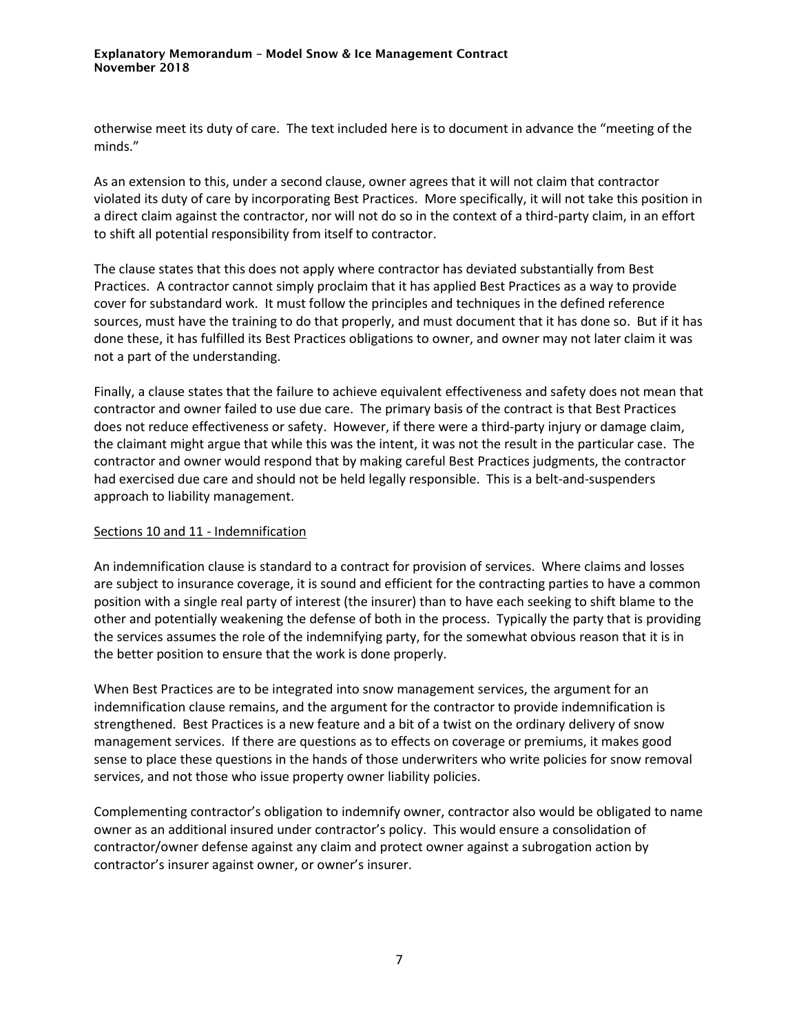otherwise meet its duty of care. The text included here is to document in advance the "meeting of the minds."

As an extension to this, under a second clause, owner agrees that it will not claim that contractor violated its duty of care by incorporating Best Practices. More specifically, it will not take this position in a direct claim against the contractor, nor will not do so in the context of a third-party claim, in an effort to shift all potential responsibility from itself to contractor.

The clause states that this does not apply where contractor has deviated substantially from Best Practices. A contractor cannot simply proclaim that it has applied Best Practices as a way to provide cover for substandard work. It must follow the principles and techniques in the defined reference sources, must have the training to do that properly, and must document that it has done so. But if it has done these, it has fulfilled its Best Practices obligations to owner, and owner may not later claim it was not a part of the understanding.

Finally, a clause states that the failure to achieve equivalent effectiveness and safety does not mean that contractor and owner failed to use due care. The primary basis of the contract is that Best Practices does not reduce effectiveness or safety. However, if there were a third-party injury or damage claim, the claimant might argue that while this was the intent, it was not the result in the particular case. The contractor and owner would respond that by making careful Best Practices judgments, the contractor had exercised due care and should not be held legally responsible. This is a belt-and-suspenders approach to liability management.

## Sections 10 and 11 - Indemnification

An indemnification clause is standard to a contract for provision of services. Where claims and losses are subject to insurance coverage, it is sound and efficient for the contracting parties to have a common position with a single real party of interest (the insurer) than to have each seeking to shift blame to the other and potentially weakening the defense of both in the process. Typically the party that is providing the services assumes the role of the indemnifying party, for the somewhat obvious reason that it is in the better position to ensure that the work is done properly.

When Best Practices are to be integrated into snow management services, the argument for an indemnification clause remains, and the argument for the contractor to provide indemnification is strengthened. Best Practices is a new feature and a bit of a twist on the ordinary delivery of snow management services. If there are questions as to effects on coverage or premiums, it makes good sense to place these questions in the hands of those underwriters who write policies for snow removal services, and not those who issue property owner liability policies.

Complementing contractor's obligation to indemnify owner, contractor also would be obligated to name owner as an additional insured under contractor's policy. This would ensure a consolidation of contractor/owner defense against any claim and protect owner against a subrogation action by contractor's insurer against owner, or owner's insurer.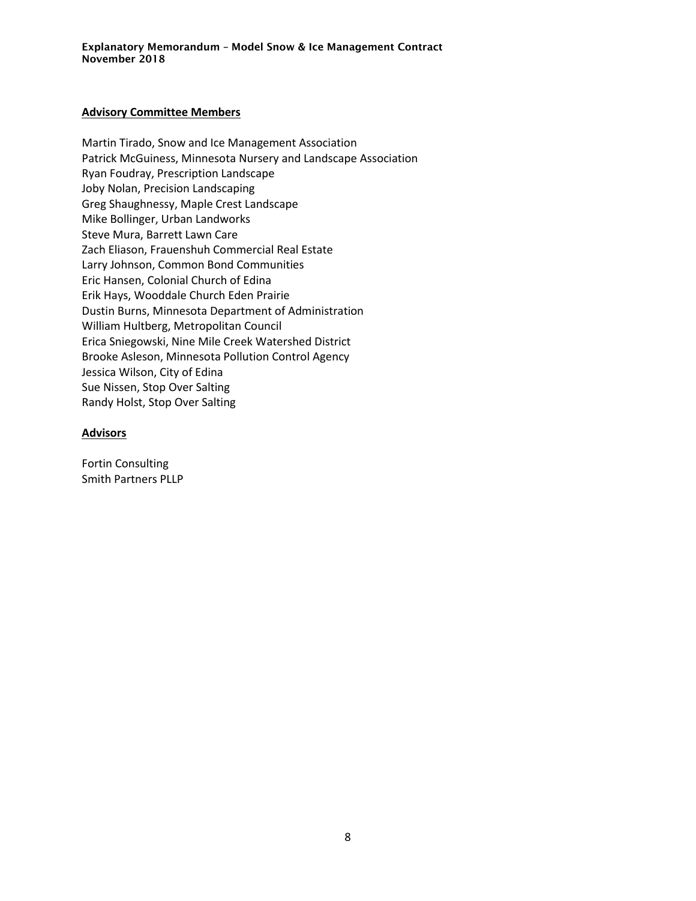## Advisory Committee Members

Martin Tirado, Snow and Ice Management Association
Patrick McGuiness, Minnesota Nursery and Landscape Association
Ryan Foudray, Prescription Landscape
Joby Nolan, Precision Landscaping
Greg Shaughnessy, Maple Crest Landscape
Mike Bollinger, Urban Landworks
Steve Mura, Barrett Lawn Care
Zach Eliason, Frauenshuh Commercial Real Estate
Larry Johnson, Common Bond Communities
Eric Hansen, Colonial Church of Edina
Erik Hays, Wooddale Church Eden Prairie
Dustin Burns, Minnesota Department of Administration
William Hultberg, Metropolitan Council
Erica Sniegowski, Nine Mile Creek Watershed District
Brooke Asleson, Minnesota Pollution Control Agency
Jessica Wilson, City of Edina
Sue Nissen, Stop Over Salting
Randy Holst, Stop Over Salting

## Advisors

Fortin Consulting
Smith Partners PLLP